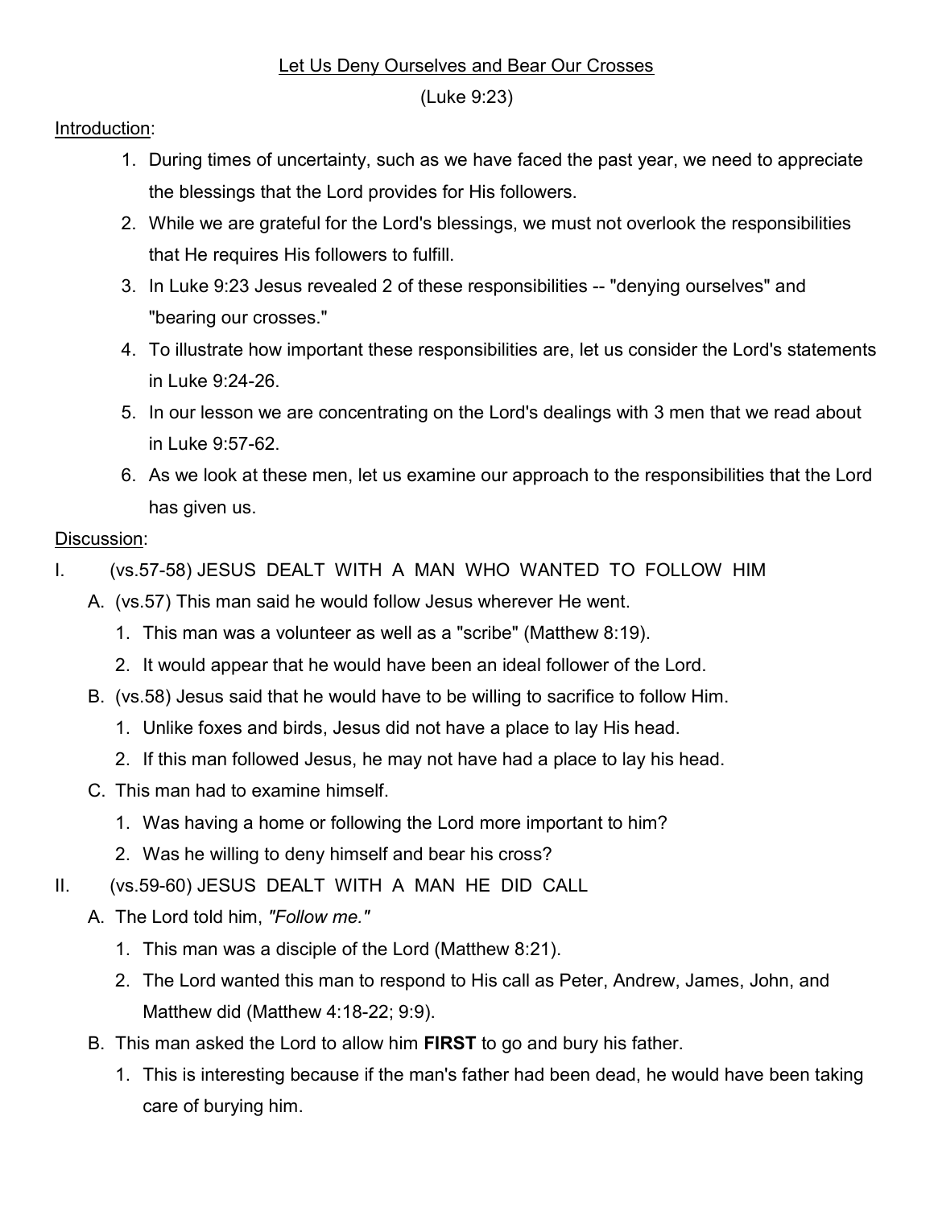# Let Us Deny Ourselves and Bear Our Crosses

(Luke 9:23)

Introduction:

1. During times of uncertainty, such as we have faced the past year, we need to appreciate the blessings that the Lord provides for His followers.
2. While we are grateful for the Lord's blessings, we must not overlook the responsibilities that He requires His followers to fulfill.
3. In Luke 9:23 Jesus revealed 2 of these responsibilities -- "denying ourselves" and "bearing our crosses."
4. To illustrate how important these responsibilities are, let us consider the Lord's statements in Luke 9:24-26.
5. In our lesson we are concentrating on the Lord's dealings with 3 men that we read about in Luke 9:57-62.
6. As we look at these men, let us examine our approach to the responsibilities that the Lord has given us.

Discussion:

I. (vs.57-58) JESUS DEALT WITH A MAN WHO WANTED TO FOLLOW HIM

A. (vs.57) This man said he would follow Jesus wherever He went.
   1. This man was a volunteer as well as a "scribe" (Matthew 8:19).
   2. It would appear that he would have been an ideal follower of the Lord.

B. (vs.58) Jesus said that he would have to be willing to sacrifice to follow Him.
   1. Unlike foxes and birds, Jesus did not have a place to lay His head.
   2. If this man followed Jesus, he may not have had a place to lay his head.

C. This man had to examine himself.
   1. Was having a home or following the Lord more important to him?
   2. Was he willing to deny himself and bear his cross?

II. (vs.59-60) JESUS DEALT WITH A MAN HE DID CALL

A. The Lord told him, *"Follow me."*
   1. This man was a disciple of the Lord (Matthew 8:21).
   2. The Lord wanted this man to respond to His call as Peter, Andrew, James, John, and Matthew did (Matthew 4:18-22; 9:9).

B. This man asked the Lord to allow him **FIRST** to go and bury his father.
   1. This is interesting because if the man's father had been dead, he would have been taking care of burying him.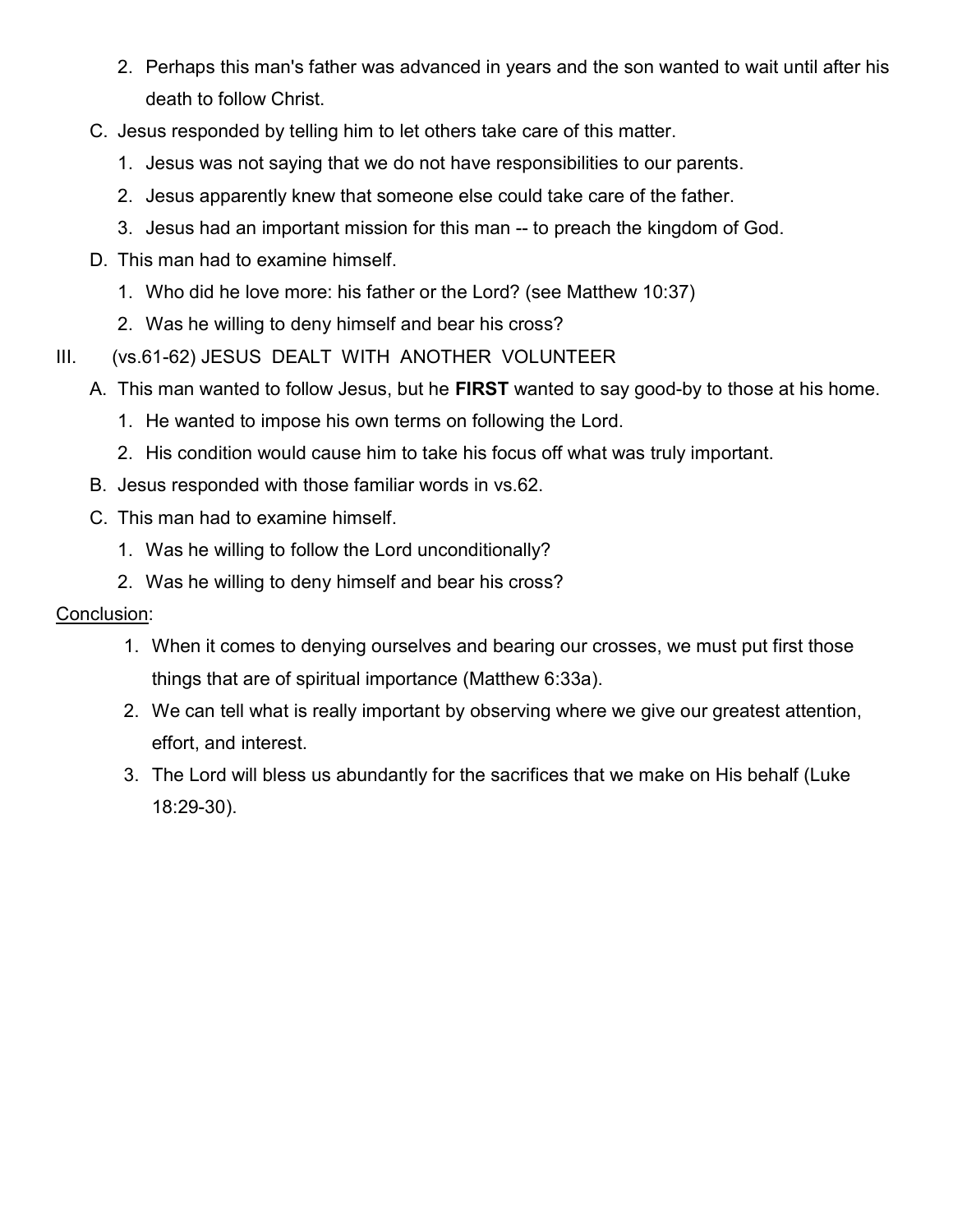2. Perhaps this man's father was advanced in years and the son wanted to wait until after his death to follow Christ.

C. Jesus responded by telling him to let others take care of this matter.

1. Jesus was not saying that we do not have responsibilities to our parents.
2. Jesus apparently knew that someone else could take care of the father.
3. Jesus had an important mission for this man -- to preach the kingdom of God.

D. This man had to examine himself.

1. Who did he love more: his father or the Lord? (see Matthew 10:37)
2. Was he willing to deny himself and bear his cross?

III. (vs.61-62) JESUS DEALT WITH ANOTHER VOLUNTEER

A. This man wanted to follow Jesus, but he **FIRST** wanted to say good-by to those at his home.

1. He wanted to impose his own terms on following the Lord.
2. His condition would cause him to take his focus off what was truly important.

B. Jesus responded with those familiar words in vs.62.

C. This man had to examine himself.

1. Was he willing to follow the Lord unconditionally?
2. Was he willing to deny himself and bear his cross?

<u>Conclusion</u>:

1. When it comes to denying ourselves and bearing our crosses, we must put first those things that are of spiritual importance (Matthew 6:33a).
2. We can tell what is really important by observing where we give our greatest attention, effort, and interest.
3. The Lord will bless us abundantly for the sacrifices that we make on His behalf (Luke 18:29-30).